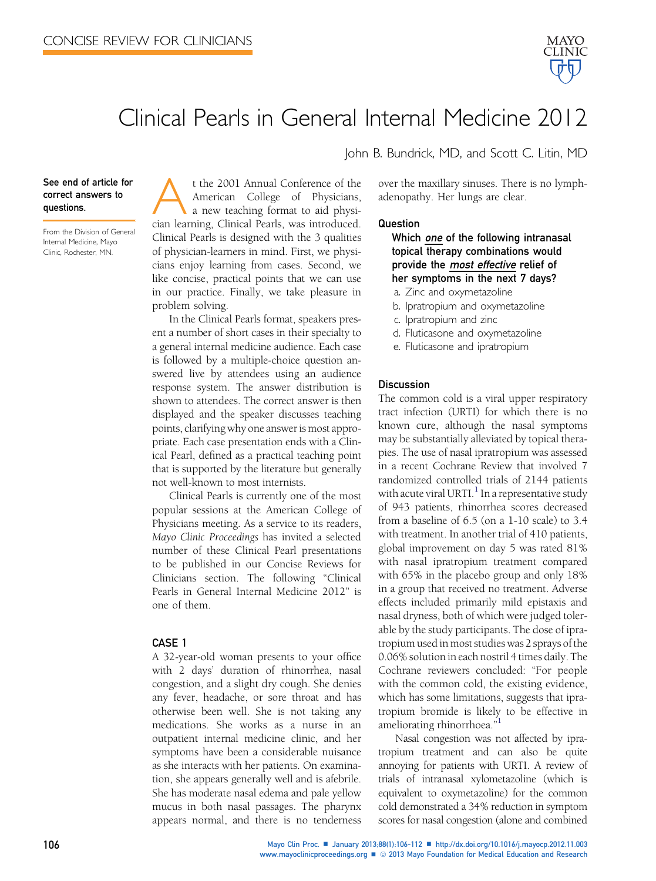CONCISE REVIEW FOR CLINICIANS

# Clinical Pearls in General Internal Medicine 2012

John B. Bundrick, MD, and Scott C. Litin, MD

**See end of article for correct answers to questions.**

From the Division of General Internal Medicine, Mayo Clinic, Rochester, MN.

At the 2001 Annual Conference of the American College of Physicians, a new teaching format to aid physician learning, Clinical Pearls, was introduced. Clinical Pearls is designed with the 3 qualities of physician-learners in mind. First, we physicians enjoy learning from cases. Second, we like concise, practical points that we can use in our practice. Finally, we take pleasure in problem solving.

In the Clinical Pearls format, speakers present a number of short cases in their specialty to a general internal medicine audience. Each case is followed by a multiple-choice question answered live by attendees using an audience response system. The answer distribution is shown to attendees. The correct answer is then displayed and the speaker discusses teaching points, clarifying why one answer is most appropriate. Each case presentation ends with a Clinical Pearl, defined as a practical teaching point that is supported by the literature but generally not well-known to most internists.

Clinical Pearls is currently one of the most popular sessions at the American College of Physicians meeting. As a service to its readers, *Mayo Clinic Proceedings* has invited a selected number of these Clinical Pearl presentations to be published in our Concise Reviews for Clinicians section. The following "Clinical Pearls in General Internal Medicine 2012" is one of them.

## CASE 1

A 32-year-old woman presents to your office with 2 days' duration of rhinorrhea, nasal congestion, and a slight dry cough. She denies any fever, headache, or sore throat and has otherwise been well. She is not taking any medications. She works as a nurse in an outpatient internal medicine clinic, and her symptoms have been a considerable nuisance as she interacts with her patients. On examination, she appears generally well and is afebrile. She has moderate nasal edema and pale yellow mucus in both nasal passages. The pharynx appears normal, and there is no tenderness over the maxillary sinuses. There is no lymphadenopathy. Her lungs are clear.

### Question

**Which *one* of the following intranasal topical therapy combinations would provide the *most effective* relief of her symptoms in the next 7 days?**

a. Zinc and oxymetazoline
b. Ipratropium and oxymetazoline
c. Ipratropium and zinc
d. Fluticasone and oxymetazoline
e. Fluticasone and ipratropium

### Discussion

The common cold is a viral upper respiratory tract infection (URTI) for which there is no known cure, although the nasal symptoms may be substantially alleviated by topical therapies. The use of nasal ipratropium was assessed in a recent Cochrane Review that involved 7 randomized controlled trials of 2144 patients with acute viral URTI.[1] In a representative study of 943 patients, rhinorrhea scores decreased from a baseline of 6.5 (on a 1-10 scale) to 3.4 with treatment. In another trial of 410 patients, global improvement on day 5 was rated 81% with nasal ipratropium treatment compared with 65% in the placebo group and only 18% in a group that received no treatment. Adverse effects included primarily mild epistaxis and nasal dryness, both of which were judged tolerable by the study participants. The dose of ipratropium used in most studies was 2 sprays of the 0.06% solution in each nostril 4 times daily. The Cochrane reviewers concluded: "For people with the common cold, the existing evidence, which has some limitations, suggests that ipratropium bromide is likely to be effective in ameliorating rhinorrhoea."[1]

Nasal congestion was not affected by ipratropium treatment and can also be quite annoying for patients with URTI. A review of trials of intranasal xylometazoline (which is equivalent to oxymetazoline) for the common cold demonstrated a 34% reduction in symptom scores for nasal congestion (alone and combined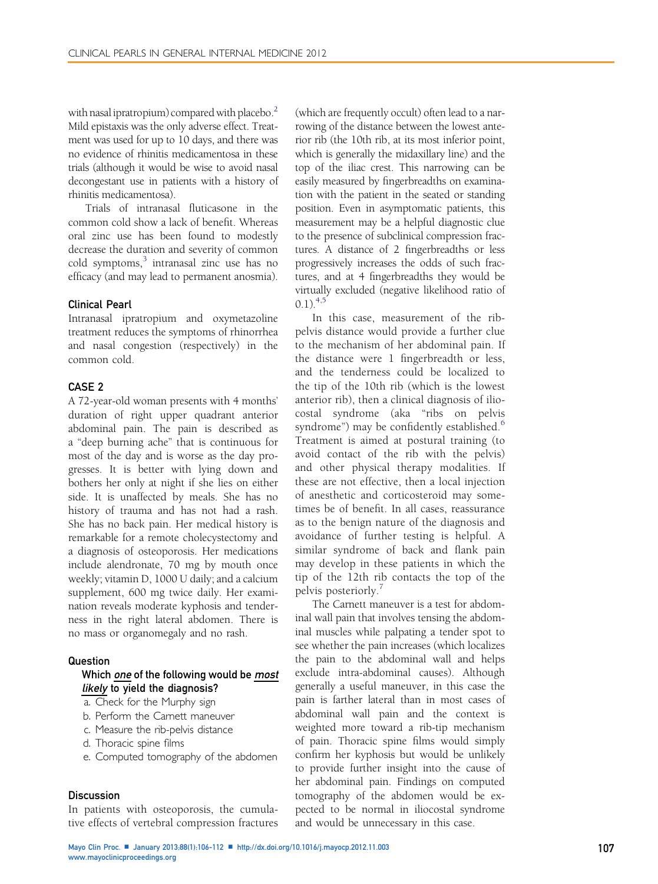with nasal ipratropium) compared with placebo.[2] Mild epistaxis was the only adverse effect. Treatment was used for up to 10 days, and there was no evidence of rhinitis medicamentosa in these trials (although it would be wise to avoid nasal decongestant use in patients with a history of rhinitis medicamentosa).

Trials of intranasal fluticasone in the common cold show a lack of benefit. Whereas oral zinc use has been found to modestly decrease the duration and severity of common cold symptoms,[3] intranasal zinc use has no efficacy (and may lead to permanent anosmia).

### Clinical Pearl

Intranasal ipratropium and oxymetazoline treatment reduces the symptoms of rhinorrhea and nasal congestion (respectively) in the common cold.

## CASE 2

A 72-year-old woman presents with 4 months' duration of right upper quadrant anterior abdominal pain. The pain is described as a "deep burning ache" that is continuous for most of the day and is worse as the day progresses. It is better with lying down and bothers her only at night if she lies on either side. It is unaffected by meals. She has no history of trauma and has not had a rash. She has no back pain. Her medical history is remarkable for a remote cholecystectomy and a diagnosis of osteoporosis. Her medications include alendronate, 70 mg by mouth once weekly; vitamin D, 1000 U daily; and a calcium supplement, 600 mg twice daily. Her examination reveals moderate kyphosis and tenderness in the right lateral abdomen. There is no mass or organomegaly and no rash.

### Question

**Which *one* of the following would be *most likely* to yield the diagnosis?**

a. Check for the Murphy sign
b. Perform the Carnett maneuver
c. Measure the rib-pelvis distance
d. Thoracic spine films
e. Computed tomography of the abdomen

### Discussion

In patients with osteoporosis, the cumulative effects of vertebral compression fractures (which are frequently occult) often lead to a narrowing of the distance between the lowest anterior rib (the 10th rib, at its most inferior point, which is generally the midaxillary line) and the top of the iliac crest. This narrowing can be easily measured by fingerbreadths on examination with the patient in the seated or standing position. Even in asymptomatic patients, this measurement may be a helpful diagnostic clue to the presence of subclinical compression fractures. A distance of 2 fingerbreadths or less progressively increases the odds of such fractures, and at 4 fingerbreadths they would be virtually excluded (negative likelihood ratio of 0.1).[4,5]

In this case, measurement of the rib-pelvis distance would provide a further clue to the mechanism of her abdominal pain. If the distance were 1 fingerbreadth or less, and the tenderness could be localized to the tip of the 10th rib (which is the lowest anterior rib), then a clinical diagnosis of iliocostal syndrome (aka "ribs on pelvis syndrome") may be confidently established.[6] Treatment is aimed at postural training (to avoid contact of the rib with the pelvis) and other physical therapy modalities. If these are not effective, then a local injection of anesthetic and corticosteroid may sometimes be of benefit. In all cases, reassurance as to the benign nature of the diagnosis and avoidance of further testing is helpful. A similar syndrome of back and flank pain may develop in these patients in which the tip of the 12th rib contacts the top of the pelvis posteriorly.[7]

The Carnett maneuver is a test for abdominal wall pain that involves tensing the abdominal muscles while palpating a tender spot to see whether the pain increases (which localizes the pain to the abdominal wall and helps exclude intra-abdominal causes). Although generally a useful maneuver, in this case the pain is farther lateral than in most cases of abdominal wall pain and the context is weighted more toward a rib-tip mechanism of pain. Thoracic spine films would simply confirm her kyphosis but would be unlikely to provide further insight into the cause of her abdominal pain. Findings on computed tomography of the abdomen would be expected to be normal in iliocostal syndrome and would be unnecessary in this case.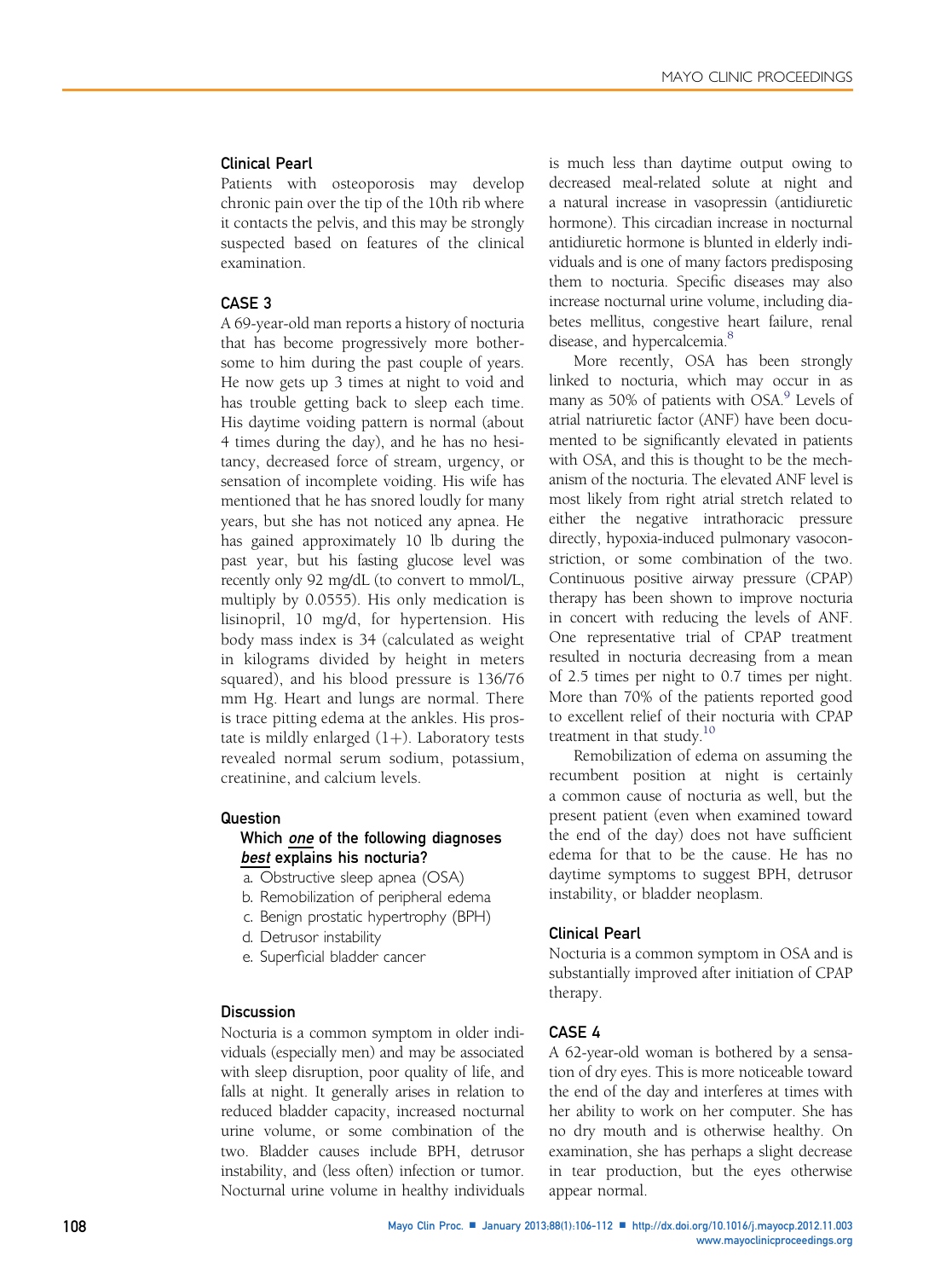### Clinical Pearl

Patients with osteoporosis may develop chronic pain over the tip of the 10th rib where it contacts the pelvis, and this may be strongly suspected based on features of the clinical examination.

## CASE 3

A 69-year-old man reports a history of nocturia that has become progressively more bothersome to him during the past couple of years. He now gets up 3 times at night to void and has trouble getting back to sleep each time. His daytime voiding pattern is normal (about 4 times during the day), and he has no hesitancy, decreased force of stream, urgency, or sensation of incomplete voiding. His wife has mentioned that he has snored loudly for many years, but she has not noticed any apnea. He has gained approximately 10 lb during the past year, but his fasting glucose level was recently only 92 mg/dL (to convert to mmol/L, multiply by 0.0555). His only medication is lisinopril, 10 mg/d, for hypertension. His body mass index is 34 (calculated as weight in kilograms divided by height in meters squared), and his blood pressure is 136/76 mm Hg. Heart and lungs are normal. There is trace pitting edema at the ankles. His prostate is mildly enlarged (1+). Laboratory tests revealed normal serum sodium, potassium, creatinine, and calcium levels.

### Question

**Which *one* of the following diagnoses *best* explains his nocturia?**

a. Obstructive sleep apnea (OSA)
b. Remobilization of peripheral edema
c. Benign prostatic hypertrophy (BPH)
d. Detrusor instability
e. Superficial bladder cancer

### Discussion

Nocturia is a common symptom in older individuals (especially men) and may be associated with sleep disruption, poor quality of life, and falls at night. It generally arises in relation to reduced bladder capacity, increased nocturnal urine volume, or some combination of the two. Bladder causes include BPH, detrusor instability, and (less often) infection or tumor. Nocturnal urine volume in healthy individuals is much less than daytime output owing to decreased meal-related solute at night and a natural increase in vasopressin (antidiuretic hormone). This circadian increase in nocturnal antidiuretic hormone is blunted in elderly individuals and is one of many factors predisposing them to nocturia. Specific diseases may also increase nocturnal urine volume, including diabetes mellitus, congestive heart failure, renal disease, and hypercalcemia.[8]

More recently, OSA has been strongly linked to nocturia, which may occur in as many as 50% of patients with OSA.[9] Levels of atrial natriuretic factor (ANF) have been documented to be significantly elevated in patients with OSA, and this is thought to be the mechanism of the nocturia. The elevated ANF level is most likely from right atrial stretch related to either the negative intrathoracic pressure directly, hypoxia-induced pulmonary vasoconstriction, or some combination of the two. Continuous positive airway pressure (CPAP) therapy has been shown to improve nocturia in concert with reducing the levels of ANF. One representative trial of CPAP treatment resulted in nocturia decreasing from a mean of 2.5 times per night to 0.7 times per night. More than 70% of the patients reported good to excellent relief of their nocturia with CPAP treatment in that study.[10]

Remobilization of edema on assuming the recumbent position at night is certainly a common cause of nocturia as well, but the present patient (even when examined toward the end of the day) does not have sufficient edema for that to be the cause. He has no daytime symptoms to suggest BPH, detrusor instability, or bladder neoplasm.

### Clinical Pearl

Nocturia is a common symptom in OSA and is substantially improved after initiation of CPAP therapy.

## CASE 4

A 62-year-old woman is bothered by a sensation of dry eyes. This is more noticeable toward the end of the day and interferes at times with her ability to work on her computer. She has no dry mouth and is otherwise healthy. On examination, she has perhaps a slight decrease in tear production, but the eyes otherwise appear normal.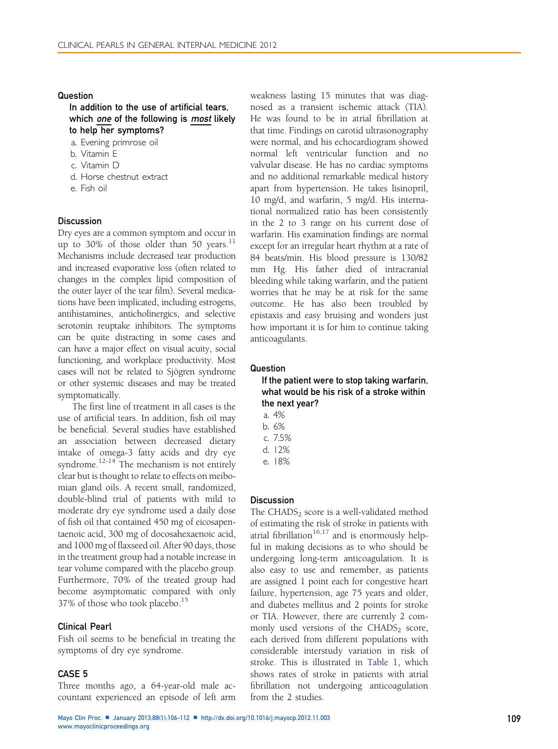### Question

**In addition to the use of artificial tears, which *one* of the following is *most* likely to help her symptoms?**

a. Evening primrose oil
b. Vitamin E
c. Vitamin D
d. Horse chestnut extract
e. Fish oil

### Discussion

Dry eyes are a common symptom and occur in up to 30% of those older than 50 years.[11] Mechanisms include decreased tear production and increased evaporative loss (often related to changes in the complex lipid composition of the outer layer of the tear film). Several medications have been implicated, including estrogens, antihistamines, anticholinergics, and selective serotonin reuptake inhibitors. The symptoms can be quite distracting in some cases and can have a major effect on visual acuity, social functioning, and workplace productivity. Most cases will not be related to Sjögren syndrome or other systemic diseases and may be treated symptomatically.

The first line of treatment in all cases is the use of artificial tears. In addition, fish oil may be beneficial. Several studies have established an association between decreased dietary intake of omega-3 fatty acids and dry eye syndrome.[12-14] The mechanism is not entirely clear but is thought to relate to effects on meibomian gland oils. A recent small, randomized, double-blind trial of patients with mild to moderate dry eye syndrome used a daily dose of fish oil that contained 450 mg of eicosapentaenoic acid, 300 mg of docosahexaenoic acid, and 1000 mg of flaxseed oil. After 90 days, those in the treatment group had a notable increase in tear volume compared with the placebo group. Furthermore, 70% of the treated group had become asymptomatic compared with only 37% of those who took placebo.[15]

### Clinical Pearl

Fish oil seems to be beneficial in treating the symptoms of dry eye syndrome.

## CASE 5

Three months ago, a 64-year-old male accountant experienced an episode of left arm weakness lasting 15 minutes that was diagnosed as a transient ischemic attack (TIA). He was found to be in atrial fibrillation at that time. Findings on carotid ultrasonography were normal, and his echocardiogram showed normal left ventricular function and no valvular disease. He has no cardiac symptoms and no additional remarkable medical history apart from hypertension. He takes lisinopril, 10 mg/d, and warfarin, 5 mg/d. His international normalized ratio has been consistently in the 2 to 3 range on his current dose of warfarin. His examination findings are normal except for an irregular heart rhythm at a rate of 84 beats/min. His blood pressure is 130/82 mm Hg. His father died of intracranial bleeding while taking warfarin, and the patient worries that he may be at risk for the same outcome. He has also been troubled by epistaxis and easy bruising and wonders just how important it is for him to continue taking anticoagulants.

### Question

**If the patient were to stop taking warfarin, what would be his risk of a stroke within the next year?**

a. 4%
b. 6%
c. 7.5%
d. 12%
e. 18%

### Discussion

The $CHADS_2$ score is a well-validated method of estimating the risk of stroke in patients with atrial fibrillation[16,17] and is enormously helpful in making decisions as to who should be undergoing long-term anticoagulation. It is also easy to use and remember, as patients are assigned 1 point each for congestive heart failure, hypertension, age 75 years and older, and diabetes mellitus and 2 points for stroke or TIA. However, there are currently 2 commonly used versions of the $CHADS_2$ score, each derived from different populations with considerable interstudy variation in risk of stroke. This is illustrated in Table 1, which shows rates of stroke in patients with atrial fibrillation not undergoing anticoagulation from the 2 studies.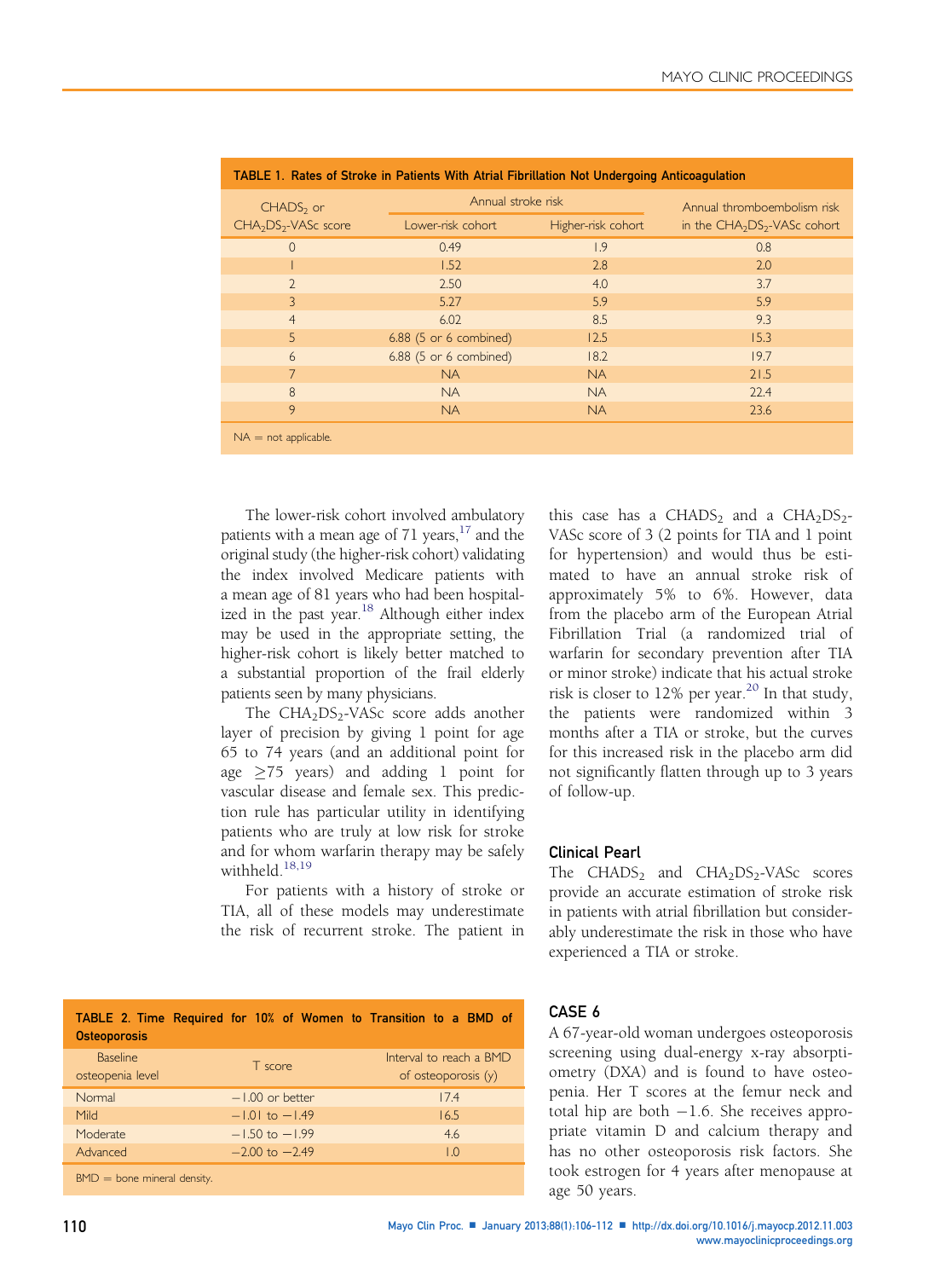**TABLE 1. Rates of Stroke in Patients With Atrial Fibrillation Not Undergoing Anticoagulation**

| $CHADS_2$ or $CHA_2DS_2$-VASc score | Annual stroke risk | | Annual thromboembolism risk in the $CHA_2DS_2$-VASc cohort |
|---|---|---|---|
| | Lower-risk cohort | Higher-risk cohort | |
| 0 | 0.49 | 1.9 | 0.8 |
| 1 | 1.52 | 2.8 | 2.0 |
| 2 | 2.50 | 4.0 | 3.7 |
| 3 | 5.27 | 5.9 | 5.9 |
| 4 | 6.02 | 8.5 | 9.3 |
| 5 | 6.88 (5 or 6 combined) | 12.5 | 15.3 |
| 6 | 6.88 (5 or 6 combined) | 18.2 | 19.7 |
| 7 | NA | NA | 21.5 |
| 8 | NA | NA | 22.4 |
| 9 | NA | NA | 23.6 |

NA = not applicable.

The lower-risk cohort involved ambulatory patients with a mean age of 71 years,[17] and the original study (the higher-risk cohort) validating the index involved Medicare patients with a mean age of 81 years who had been hospitalized in the past year.[18] Although either index may be used in the appropriate setting, the higher-risk cohort is likely better matched to a substantial proportion of the frail elderly patients seen by many physicians.

The $CHA_2DS_2$-VASc score adds another layer of precision by giving 1 point for age 65 to 74 years (and an additional point for age ≥75 years) and adding 1 point for vascular disease and female sex. This prediction rule has particular utility in identifying patients who are truly at low risk for stroke and for whom warfarin therapy may be safely withheld.[18,19]

For patients with a history of stroke or TIA, all of these models may underestimate the risk of recurrent stroke. The patient in this case has a $CHADS_2$ and a $CHA_2DS_2$-VASc score of 3 (2 points for TIA and 1 point for hypertension) and would thus be estimated to have an annual stroke risk of approximately 5% to 6%. However, data from the placebo arm of the European Atrial Fibrillation Trial (a randomized trial of warfarin for secondary prevention after TIA or minor stroke) indicate that his actual stroke risk is closer to 12% per year.[20] In that study, the patients were randomized within 3 months after a TIA or stroke, but the curves for this increased risk in the placebo arm did not significantly flatten through up to 3 years of follow-up.

### Clinical Pearl

The $CHADS_2$ and $CHA_2DS_2$-VASc scores provide an accurate estimation of stroke risk in patients with atrial fibrillation but considerably underestimate the risk in those who have experienced a TIA or stroke.

**TABLE 2. Time Required for 10% of Women to Transition to a BMD of Osteoporosis**

| Baseline osteopenia level | T score | Interval to reach a BMD of osteoporosis (y) |
|---|---|---|
| Normal | −1.00 or better | 17.4 |
| Mild | −1.01 to −1.49 | 16.5 |
| Moderate | −1.50 to −1.99 | 4.6 |
| Advanced | −2.00 to −2.49 | 1.0 |

BMD = bone mineral density.

## CASE 6

A 67-year-old woman undergoes osteoporosis screening using dual-energy x-ray absorptiometry (DXA) and is found to have osteopenia. Her T scores at the femur neck and total hip are both −1.6. She receives appropriate vitamin D and calcium therapy and has no other osteoporosis risk factors. She took estrogen for 4 years after menopause at age 50 years.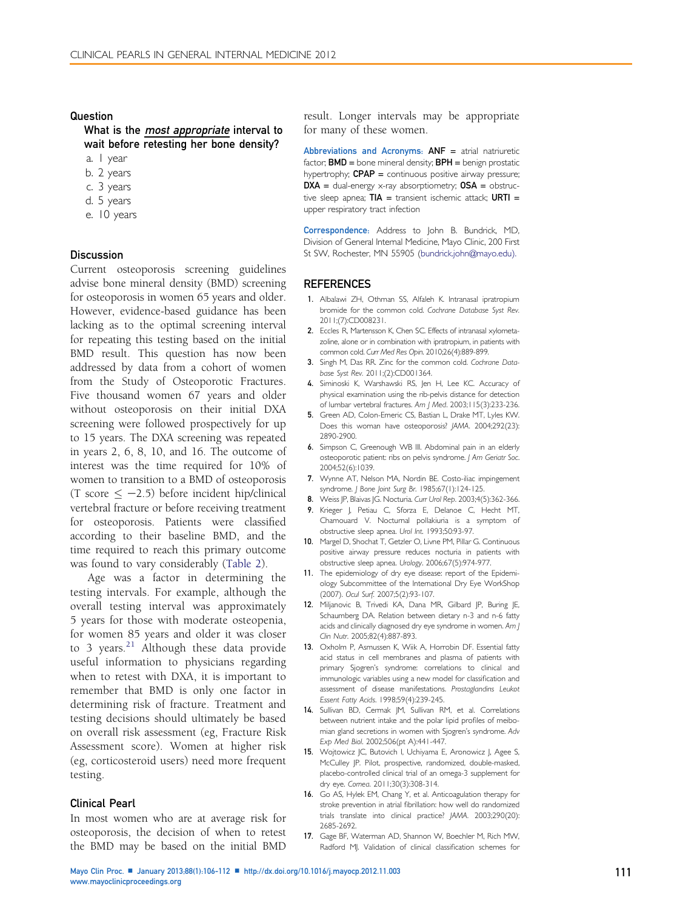## Question

What is the ***most appropriate*** interval to wait before retesting her bone density?

a. 1 year
b. 2 years
c. 3 years
d. 5 years
e. 10 years

## Discussion

Current osteoporosis screening guidelines advise bone mineral density (BMD) screening for osteoporosis in women 65 years and older. However, evidence-based guidance has been lacking as to the optimal screening interval for repeating this testing based on the initial BMD result. This question has now been addressed by data from a cohort of women from the Study of Osteoporotic Fractures. Five thousand women 67 years and older without osteoporosis on their initial DXA screening were followed prospectively for up to 15 years. The DXA screening was repeated in years 2, 6, 8, 10, and 16. The outcome of interest was the time required for 10% of women to transition to a BMD of osteoporosis (T score $\leq -2.5$) before incident hip/clinical vertebral fracture or before receiving treatment for osteoporosis. Patients were classified according to their baseline BMD, and the time required to reach this primary outcome was found to vary considerably (Table 2).

Age was a factor in determining the testing intervals. For example, although the overall testing interval was approximately 5 years for those with moderate osteopenia, for women 85 years and older it was closer to 3 years.[21] Although these data provide useful information to physicians regarding when to retest with DXA, it is important to remember that BMD is only one factor in determining risk of fracture. Treatment and testing decisions should ultimately be based on overall risk assessment (eg, Fracture Risk Assessment score). Women at higher risk (eg, corticosteroid users) need more frequent testing.

## Clinical Pearl

In most women who are at average risk for osteoporosis, the decision of when to retest the BMD may be based on the initial BMD result. Longer intervals may be appropriate for many of these women.

**Abbreviations and Acronyms:** **ANF** = atrial natriuretic factor; **BMD** = bone mineral density; **BPH** = benign prostatic hypertrophy; **CPAP** = continuous positive airway pressure; **DXA** = dual-energy x-ray absorptiometry; **OSA** = obstructive sleep apnea; **TIA** = transient ischemic attack; **URTI** = upper respiratory tract infection

**Correspondence:** Address to John B. Bundrick, MD, Division of General Internal Medicine, Mayo Clinic, 200 First St SW, Rochester, MN 55905 (bundrick.john@mayo.edu).

## REFERENCES

1. Albalawi ZH, Othman SS, Alfaleh K. Intranasal ipratropium bromide for the common cold. *Cochrane Database Syst Rev.* 2011;(7):CD008231.
2. Eccles R, Martensson K, Chen SC. Effects of intranasal xylometazoline, alone or in combination with ipratropium, in patients with common cold. *Curr Med Res Opin.* 2010;26(4):889-899.
3. Singh M, Das RR. Zinc for the common cold. *Cochrane Database Syst Rev.* 2011;(2):CD001364.
4. Siminoski K, Warshawski RS, Jen H, Lee KC. Accuracy of physical examination using the rib-pelvis distance for detection of lumbar vertebral fractures. *Am J Med.* 2003;115(3):233-236.
5. Green AD, Colon-Emeric CS, Bastian L, Drake MT, Lyles KW. Does this woman have osteoporosis? *JAMA.* 2004;292(23):2890-2900.
6. Simpson C, Greenough WB III. Abdominal pain in an elderly osteoporotic patient: ribs on pelvis syndrome. *J Am Geriatr Soc.* 2004;52(6):1039.
7. Wynne AT, Nelson MA, Nordin BE. Costo-iliac impingement syndrome. *J Bone Joint Surg Br.* 1985;67(1):124-125.
8. Weiss JP, Blaivas JG. Nocturia. *Curr Urol Rep.* 2003;4(5):362-366.
9. Krieger J, Petiau C, Sforza E, Delanoe C, Hecht MT, Chamouard V. Nocturnal pollakiuria is a symptom of obstructive sleep apnea. *Urol Int.* 1993;50:93-97.
10. Margel D, Shochat T, Getzler O, Livne PM, Pillar G. Continuous positive airway pressure reduces nocturia in patients with obstructive sleep apnea. *Urology.* 2006;67(5):974-977.
11. The epidemiology of dry eye disease: report of the Epidemiology Subcommittee of the International Dry Eye WorkShop (2007). *Ocul Surf.* 2007;5(2):93-107.
12. Miljanovic B, Trivedi KA, Dana MR, Gilbard JP, Buring JE, Schaumberg DA. Relation between dietary n-3 and n-6 fatty acids and clinically diagnosed dry eye syndrome in women. *Am J Clin Nutr.* 2005;82(4):887-893.
13. Oxholm P, Asmussen K, Wiik A, Horrobin DF. Essential fatty acid status in cell membranes and plasma of patients with primary Sjogren's syndrome: correlations to clinical and immunologic variables using a new model for classification and assessment of disease manifestations. *Prostaglandins Leukot Essent Fatty Acids.* 1998;59(4):239-245.
14. Sullivan BD, Cermak JM, Sullivan RM, et al. Correlations between nutrient intake and the polar lipid profiles of meibomian gland secretions in women with Sjogren's syndrome. *Adv Exp Med Biol.* 2002;506(pt A):441-447.
15. Wojtowicz JC, Butovich I, Uchiyama E, Aronowicz J, Agee S, McCulley JP. Pilot, prospective, randomized, double-masked, placebo-controlled clinical trial of an omega-3 supplement for dry eye. *Cornea.* 2011;30(3):308-314.
16. Go AS, Hylek EM, Chang Y, et al. Anticoagulation therapy for stroke prevention in atrial fibrillation: how well do randomized trials translate into clinical practice? *JAMA.* 2003;290(20):2685-2692.
17. Gage BF, Waterman AD, Shannon W, Boechler M, Rich MW, Radford MJ. Validation of clinical classification schemes for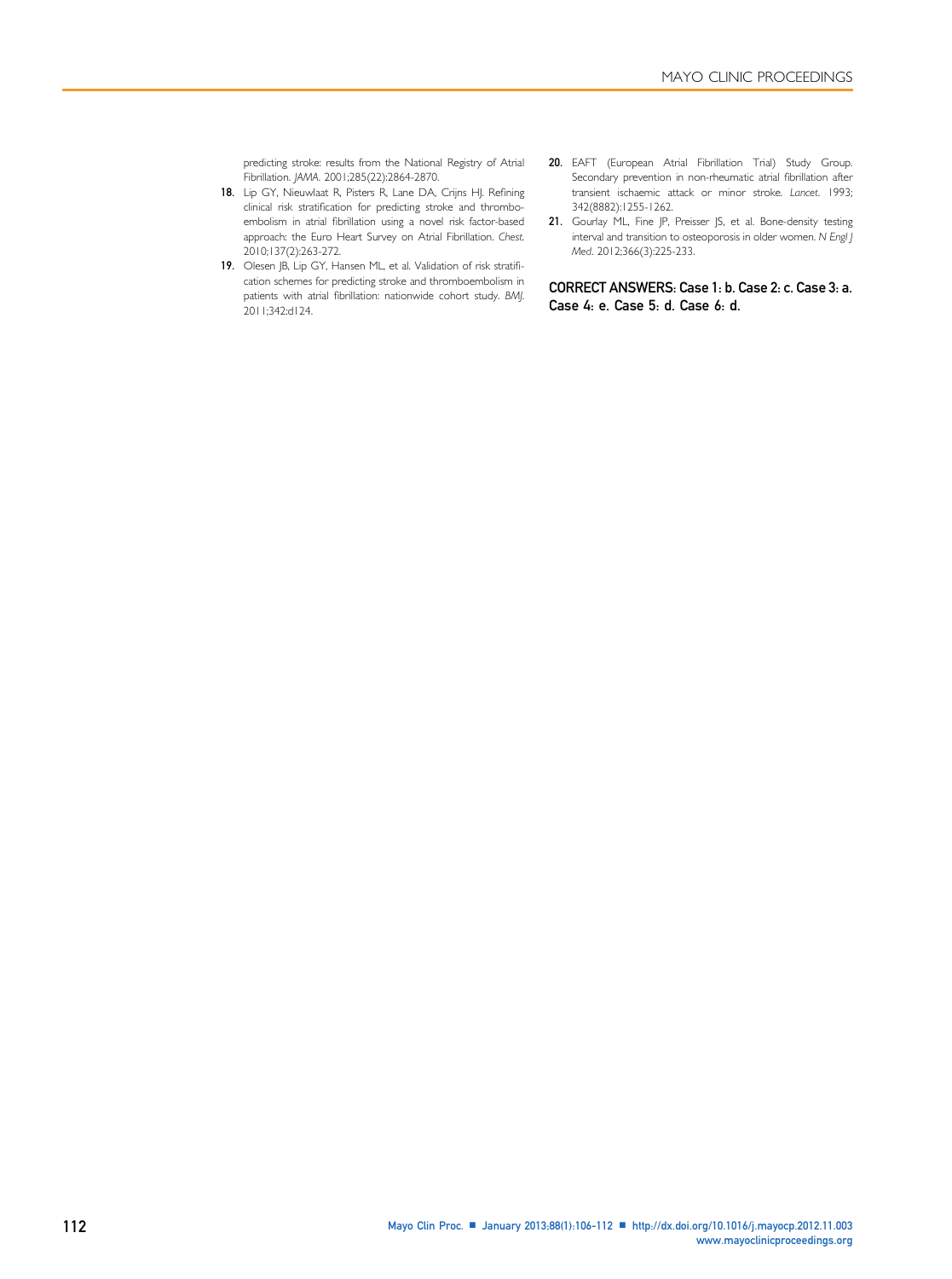predicting stroke: results from the National Registry of Atrial Fibrillation. *JAMA*. 2001;285(22):2864-2870.

18. Lip GY, Nieuwlaat R, Pisters R, Lane DA, Crijns HJ. Refining clinical risk stratification for predicting stroke and thromboembolism in atrial fibrillation using a novel risk factor-based approach: the Euro Heart Survey on Atrial Fibrillation. *Chest*. 2010;137(2):263-272.
19. Olesen JB, Lip GY, Hansen ML, et al. Validation of risk stratification schemes for predicting stroke and thromboembolism in patients with atrial fibrillation: nationwide cohort study. *BMJ*. 2011;342:d124.
20. EAFT (European Atrial Fibrillation Trial) Study Group. Secondary prevention in non-rheumatic atrial fibrillation after transient ischaemic attack or minor stroke. *Lancet*. 1993;342(8882):1255-1262.
21. Gourlay ML, Fine JP, Preisser JS, et al. Bone-density testing interval and transition to osteoporosis in older women. *N Engl J Med*. 2012;366(3):225-233.

**CORRECT ANSWERS: Case 1: b. Case 2: c. Case 3: a. Case 4: e. Case 5: d. Case 6: d.**